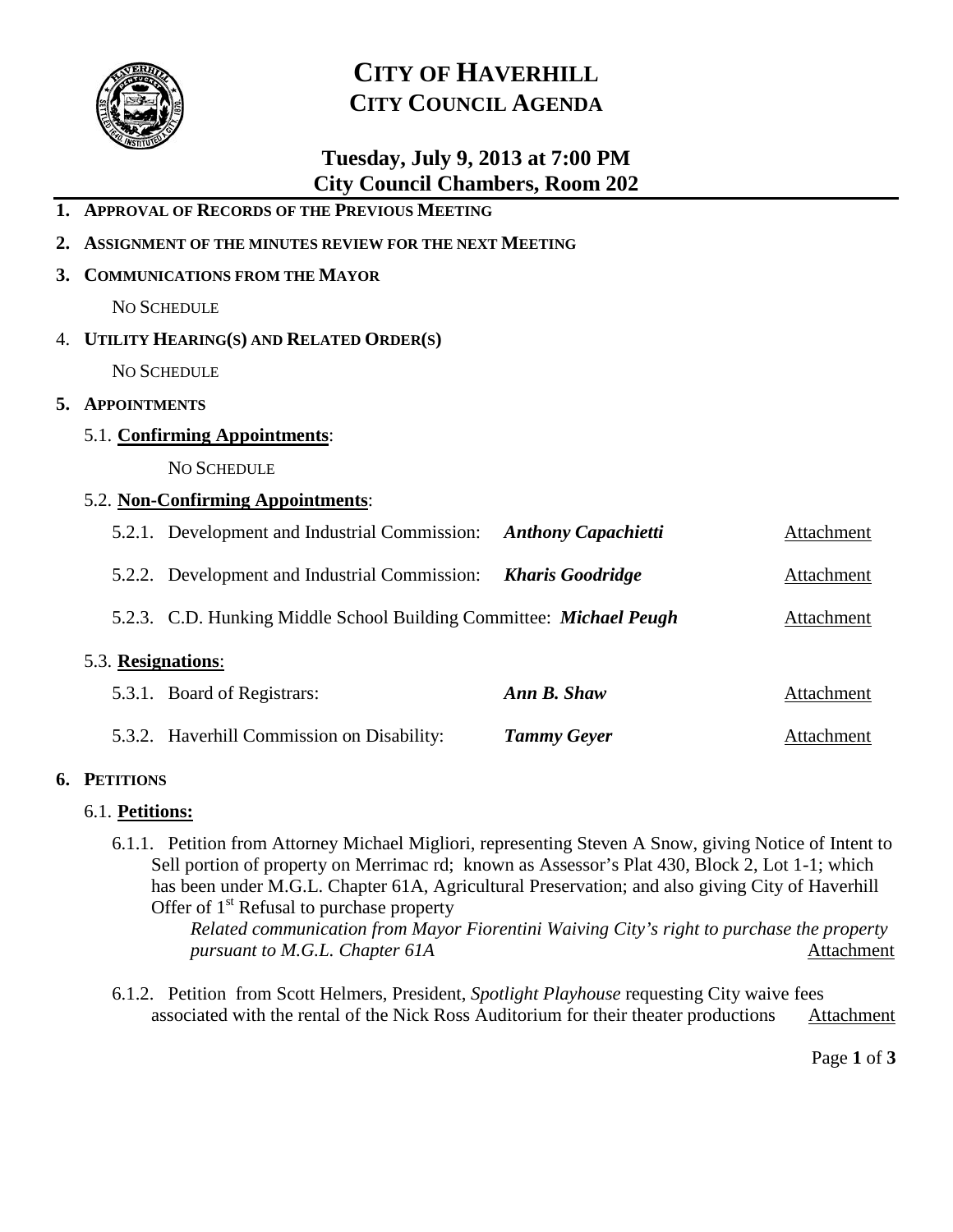# CITY OF HAVERHILL
## CITY COUNCIL AGENDA

### Tuesday, July 9, 2013 at 7:00 PM
### City Council Chambers, Room 202

**1. APPROVAL OF RECORDS OF THE PREVIOUS MEETING**

**2. ASSIGNMENT OF THE MINUTES REVIEW FOR THE NEXT MEETING**

**3. COMMUNICATIONS FROM THE MAYOR**

NO SCHEDULE

4. **UTILITY HEARING(S) AND RELATED ORDER(S)**

NO SCHEDULE

**5. APPOINTMENTS**

5.1. **Confirming Appointments**:

NO SCHEDULE

5.2. **Non-Confirming Appointments**:

5.2.1. Development and Industrial Commission: ***Anthony Capachietti*** Attachment

5.2.2. Development and Industrial Commission: ***Kharis Goodridge*** Attachment

5.2.3. C.D. Hunking Middle School Building Committee: ***Michael Peugh*** Attachment

5.3. **Resignations**:

5.3.1. Board of Registrars: ***Ann B. Shaw*** Attachment

5.3.2. Haverhill Commission on Disability: ***Tammy Geyer*** Attachment

**6. PETITIONS**

6.1. **Petitions:**

6.1.1. Petition from Attorney Michael Migliori, representing Steven A Snow, giving Notice of Intent to Sell portion of property on Merrimac rd; known as Assessor's Plat 430, Block 2, Lot 1-1; which has been under M.G.L. Chapter 61A, Agricultural Preservation; and also giving City of Haverhill Offer of 1st Refusal to purchase property

*Related communication from Mayor Fiorentini Waiving City's right to purchase the property pursuant to M.G.L. Chapter 61A* Attachment

6.1.2. Petition from Scott Helmers, President, *Spotlight Playhouse* requesting City waive fees associated with the rental of the Nick Ross Auditorium for their theater productions Attachment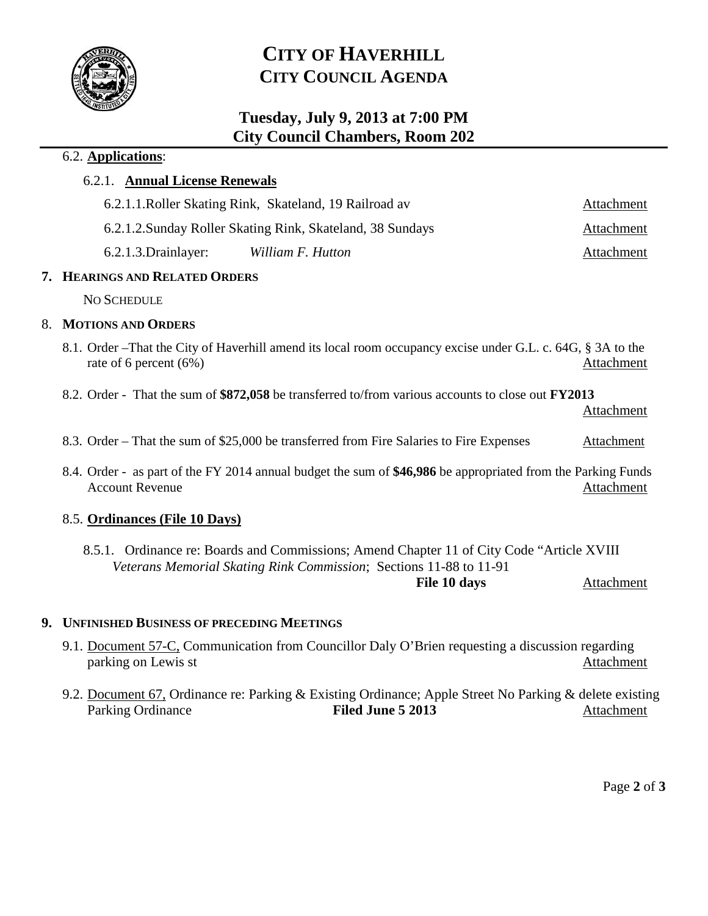# CITY OF HAVERHILL
## CITY COUNCIL AGENDA

### Tuesday, July 9, 2013 at 7:00 PM
### City Council Chambers, Room 202

6.2. **Applications**:

6.2.1. **Annual License Renewals**

6.2.1.1. Roller Skating Rink, Skateland, 19 Railroad av — Attachment

6.2.1.2. Sunday Roller Skating Rink, Skateland, 38 Sundays — Attachment

6.2.1.3. Drainlayer: *William F. Hutton* — Attachment

## 7. HEARINGS AND RELATED ORDERS

NO SCHEDULE

## 8. MOTIONS AND ORDERS

8.1. Order –That the City of Haverhill amend its local room occupancy excise under G.L. c. 64G, § 3A to the rate of 6 percent (6%) — Attachment

8.2. Order - That the sum of **$872,058** be transferred to/from various accounts to close out **FY2013** — Attachment

8.3. Order – That the sum of $25,000 be transferred from Fire Salaries to Fire Expenses — Attachment

8.4. Order - as part of the FY 2014 annual budget the sum of **$46,986** be appropriated from the Parking Funds Account Revenue — Attachment

8.5. **Ordinances (File 10 Days)**

8.5.1. Ordinance re: Boards and Commissions; Amend Chapter 11 of City Code "Article XVIII *Veterans Memorial Skating Rink Commission*; Sections 11-88 to 11-91 **File 10 days** — Attachment

## 9. UNFINISHED BUSINESS OF PRECEDING MEETINGS

9.1. Document 57-C, Communication from Councillor Daly O'Brien requesting a discussion regarding parking on Lewis st — Attachment

9.2. Document 67, Ordinance re: Parking & Existing Ordinance; Apple Street No Parking & delete existing Parking Ordinance **Filed June 5 2013** — Attachment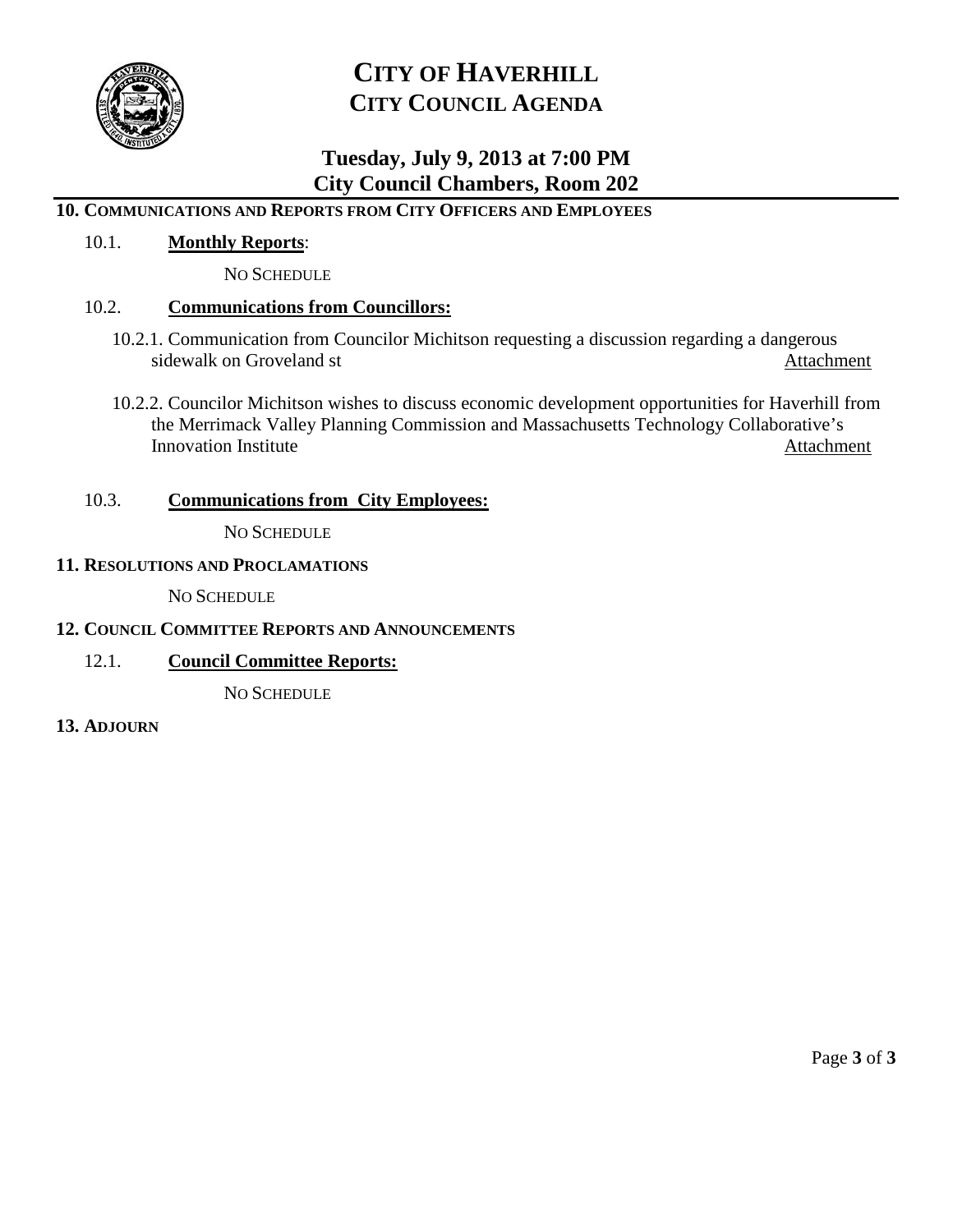# CITY OF HAVERHILL
## CITY COUNCIL AGENDA

### Tuesday, July 9, 2013 at 7:00 PM
### City Council Chambers, Room 202

**10. COMMUNICATIONS AND REPORTS FROM CITY OFFICERS AND EMPLOYEES**

10.1. **Monthly Reports**:

NO SCHEDULE

10.2. **Communications from Councillors:**

10.2.1. Communication from Councilor Michitson requesting a discussion regarding a dangerous sidewalk on Groveland st — Attachment

10.2.2. Councilor Michitson wishes to discuss economic development opportunities for Haverhill from the Merrimack Valley Planning Commission and Massachusetts Technology Collaborative's Innovation Institute — Attachment

10.3. **Communications from City Employees:**

NO SCHEDULE

**11. RESOLUTIONS AND PROCLAMATIONS**

NO SCHEDULE

**12. COUNCIL COMMITTEE REPORTS AND ANNOUNCEMENTS**

12.1. **Council Committee Reports:**

NO SCHEDULE

**13. ADJOURN**